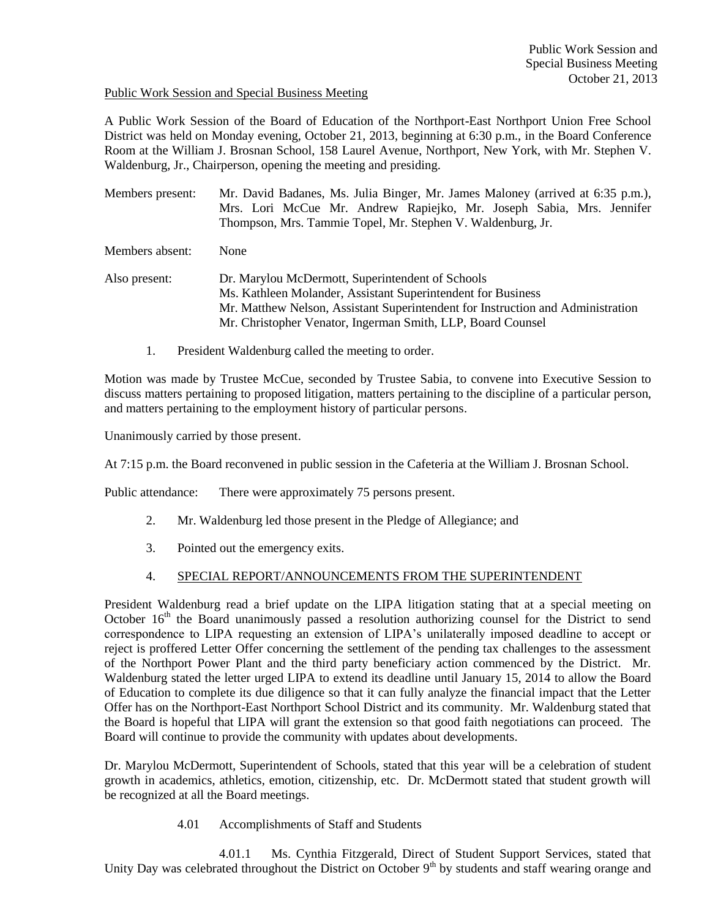Public Work Session and Special Business Meeting

A Public Work Session of the Board of Education of the Northport-East Northport Union Free School District was held on Monday evening, October 21, 2013, beginning at 6:30 p.m., in the Board Conference Room at the William J. Brosnan School, 158 Laurel Avenue, Northport, New York, with Mr. Stephen V. Waldenburg, Jr., Chairperson, opening the meeting and presiding.

Members present: Mr. David Badanes, Ms. Julia Binger, Mr. James Maloney (arrived at 6:35 p.m.), Mrs. Lori McCue Mr. Andrew Rapiejko, Mr. Joseph Sabia, Mrs. Jennifer Thompson, Mrs. Tammie Topel, Mr. Stephen V. Waldenburg, Jr.

Members absent: None

Also present: Dr. Marylou McDermott, Superintendent of Schools
Ms. Kathleen Molander, Assistant Superintendent for Business
Mr. Matthew Nelson, Assistant Superintendent for Instruction and Administration
Mr. Christopher Venator, Ingerman Smith, LLP, Board Counsel

1. President Waldenburg called the meeting to order.

Motion was made by Trustee McCue, seconded by Trustee Sabia, to convene into Executive Session to discuss matters pertaining to proposed litigation, matters pertaining to the discipline of a particular person, and matters pertaining to the employment history of particular persons.

Unanimously carried by those present.

At 7:15 p.m. the Board reconvened in public session in the Cafeteria at the William J. Brosnan School.

Public attendance: There were approximately 75 persons present.

2. Mr. Waldenburg led those present in the Pledge of Allegiance; and

3. Pointed out the emergency exits.

4. SPECIAL REPORT/ANNOUNCEMENTS FROM THE SUPERINTENDENT

President Waldenburg read a brief update on the LIPA litigation stating that at a special meeting on October 16th the Board unanimously passed a resolution authorizing counsel for the District to send correspondence to LIPA requesting an extension of LIPA's unilaterally imposed deadline to accept or reject is proffered Letter Offer concerning the settlement of the pending tax challenges to the assessment of the Northport Power Plant and the third party beneficiary action commenced by the District. Mr. Waldenburg stated the letter urged LIPA to extend its deadline until January 15, 2014 to allow the Board of Education to complete its due diligence so that it can fully analyze the financial impact that the Letter Offer has on the Northport-East Northport School District and its community. Mr. Waldenburg stated that the Board is hopeful that LIPA will grant the extension so that good faith negotiations can proceed. The Board will continue to provide the community with updates about developments.

Dr. Marylou McDermott, Superintendent of Schools, stated that this year will be a celebration of student growth in academics, athletics, emotion, citizenship, etc. Dr. McDermott stated that student growth will be recognized at all the Board meetings.

4.01 Accomplishments of Staff and Students

4.01.1 Ms. Cynthia Fitzgerald, Direct of Student Support Services, stated that Unity Day was celebrated throughout the District on October 9th by students and staff wearing orange and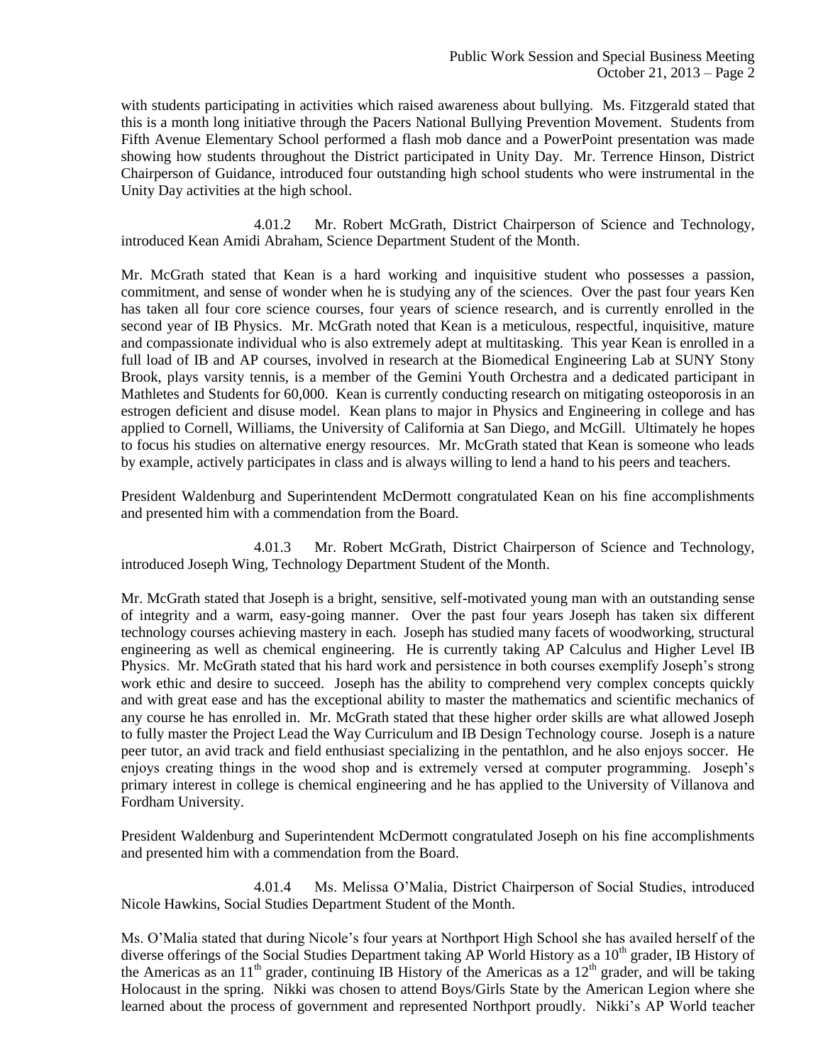with students participating in activities which raised awareness about bullying. Ms. Fitzgerald stated that this is a month long initiative through the Pacers National Bullying Prevention Movement. Students from Fifth Avenue Elementary School performed a flash mob dance and a PowerPoint presentation was made showing how students throughout the District participated in Unity Day. Mr. Terrence Hinson, District Chairperson of Guidance, introduced four outstanding high school students who were instrumental in the Unity Day activities at the high school.

4.01.2 Mr. Robert McGrath, District Chairperson of Science and Technology, introduced Kean Amidi Abraham, Science Department Student of the Month.

Mr. McGrath stated that Kean is a hard working and inquisitive student who possesses a passion, commitment, and sense of wonder when he is studying any of the sciences. Over the past four years Ken has taken all four core science courses, four years of science research, and is currently enrolled in the second year of IB Physics. Mr. McGrath noted that Kean is a meticulous, respectful, inquisitive, mature and compassionate individual who is also extremely adept at multitasking. This year Kean is enrolled in a full load of IB and AP courses, involved in research at the Biomedical Engineering Lab at SUNY Stony Brook, plays varsity tennis, is a member of the Gemini Youth Orchestra and a dedicated participant in Mathletes and Students for 60,000. Kean is currently conducting research on mitigating osteoporosis in an estrogen deficient and disuse model. Kean plans to major in Physics and Engineering in college and has applied to Cornell, Williams, the University of California at San Diego, and McGill. Ultimately he hopes to focus his studies on alternative energy resources. Mr. McGrath stated that Kean is someone who leads by example, actively participates in class and is always willing to lend a hand to his peers and teachers.

President Waldenburg and Superintendent McDermott congratulated Kean on his fine accomplishments and presented him with a commendation from the Board.

4.01.3 Mr. Robert McGrath, District Chairperson of Science and Technology, introduced Joseph Wing, Technology Department Student of the Month.

Mr. McGrath stated that Joseph is a bright, sensitive, self-motivated young man with an outstanding sense of integrity and a warm, easy-going manner. Over the past four years Joseph has taken six different technology courses achieving mastery in each. Joseph has studied many facets of woodworking, structural engineering as well as chemical engineering. He is currently taking AP Calculus and Higher Level IB Physics. Mr. McGrath stated that his hard work and persistence in both courses exemplify Joseph's strong work ethic and desire to succeed. Joseph has the ability to comprehend very complex concepts quickly and with great ease and has the exceptional ability to master the mathematics and scientific mechanics of any course he has enrolled in. Mr. McGrath stated that these higher order skills are what allowed Joseph to fully master the Project Lead the Way Curriculum and IB Design Technology course. Joseph is a nature peer tutor, an avid track and field enthusiast specializing in the pentathlon, and he also enjoys soccer. He enjoys creating things in the wood shop and is extremely versed at computer programming. Joseph's primary interest in college is chemical engineering and he has applied to the University of Villanova and Fordham University.

President Waldenburg and Superintendent McDermott congratulated Joseph on his fine accomplishments and presented him with a commendation from the Board.

4.01.4 Ms. Melissa O'Malia, District Chairperson of Social Studies, introduced Nicole Hawkins, Social Studies Department Student of the Month.

Ms. O'Malia stated that during Nicole's four years at Northport High School she has availed herself of the diverse offerings of the Social Studies Department taking AP World History as a 10th grader, IB History of the Americas as an 11th grader, continuing IB History of the Americas as a 12th grader, and will be taking Holocaust in the spring. Nikki was chosen to attend Boys/Girls State by the American Legion where she learned about the process of government and represented Northport proudly. Nikki's AP World teacher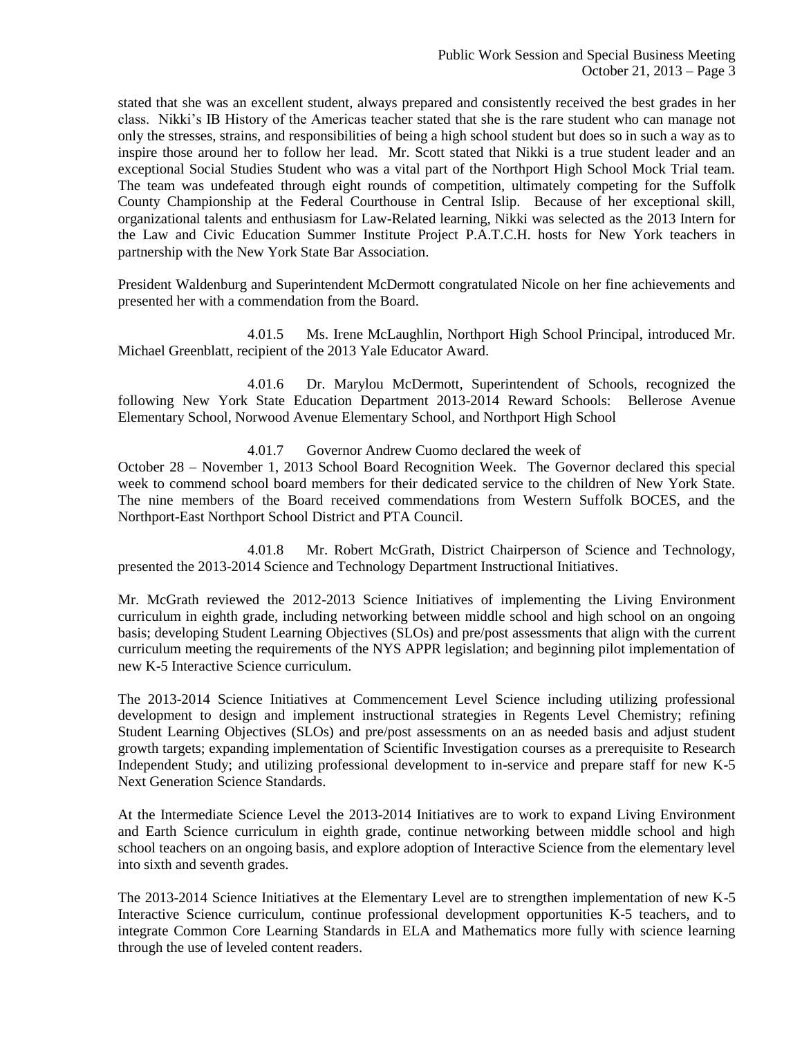stated that she was an excellent student, always prepared and consistently received the best grades in her class. Nikki's IB History of the Americas teacher stated that she is the rare student who can manage not only the stresses, strains, and responsibilities of being a high school student but does so in such a way as to inspire those around her to follow her lead. Mr. Scott stated that Nikki is a true student leader and an exceptional Social Studies Student who was a vital part of the Northport High School Mock Trial team. The team was undefeated through eight rounds of competition, ultimately competing for the Suffolk County Championship at the Federal Courthouse in Central Islip. Because of her exceptional skill, organizational talents and enthusiasm for Law-Related learning, Nikki was selected as the 2013 Intern for the Law and Civic Education Summer Institute Project P.A.T.C.H. hosts for New York teachers in partnership with the New York State Bar Association.

President Waldenburg and Superintendent McDermott congratulated Nicole on her fine achievements and presented her with a commendation from the Board.

4.01.5 Ms. Irene McLaughlin, Northport High School Principal, introduced Mr. Michael Greenblatt, recipient of the 2013 Yale Educator Award.

4.01.6 Dr. Marylou McDermott, Superintendent of Schools, recognized the following New York State Education Department 2013-2014 Reward Schools: Bellerose Avenue Elementary School, Norwood Avenue Elementary School, and Northport High School

4.01.7 Governor Andrew Cuomo declared the week of October 28 – November 1, 2013 School Board Recognition Week. The Governor declared this special week to commend school board members for their dedicated service to the children of New York State. The nine members of the Board received commendations from Western Suffolk BOCES, and the Northport-East Northport School District and PTA Council.

4.01.8 Mr. Robert McGrath, District Chairperson of Science and Technology, presented the 2013-2014 Science and Technology Department Instructional Initiatives.

Mr. McGrath reviewed the 2012-2013 Science Initiatives of implementing the Living Environment curriculum in eighth grade, including networking between middle school and high school on an ongoing basis; developing Student Learning Objectives (SLOs) and pre/post assessments that align with the current curriculum meeting the requirements of the NYS APPR legislation; and beginning pilot implementation of new K-5 Interactive Science curriculum.

The 2013-2014 Science Initiatives at Commencement Level Science including utilizing professional development to design and implement instructional strategies in Regents Level Chemistry; refining Student Learning Objectives (SLOs) and pre/post assessments on an as needed basis and adjust student growth targets; expanding implementation of Scientific Investigation courses as a prerequisite to Research Independent Study; and utilizing professional development to in-service and prepare staff for new K-5 Next Generation Science Standards.

At the Intermediate Science Level the 2013-2014 Initiatives are to work to expand Living Environment and Earth Science curriculum in eighth grade, continue networking between middle school and high school teachers on an ongoing basis, and explore adoption of Interactive Science from the elementary level into sixth and seventh grades.

The 2013-2014 Science Initiatives at the Elementary Level are to strengthen implementation of new K-5 Interactive Science curriculum, continue professional development opportunities K-5 teachers, and to integrate Common Core Learning Standards in ELA and Mathematics more fully with science learning through the use of leveled content readers.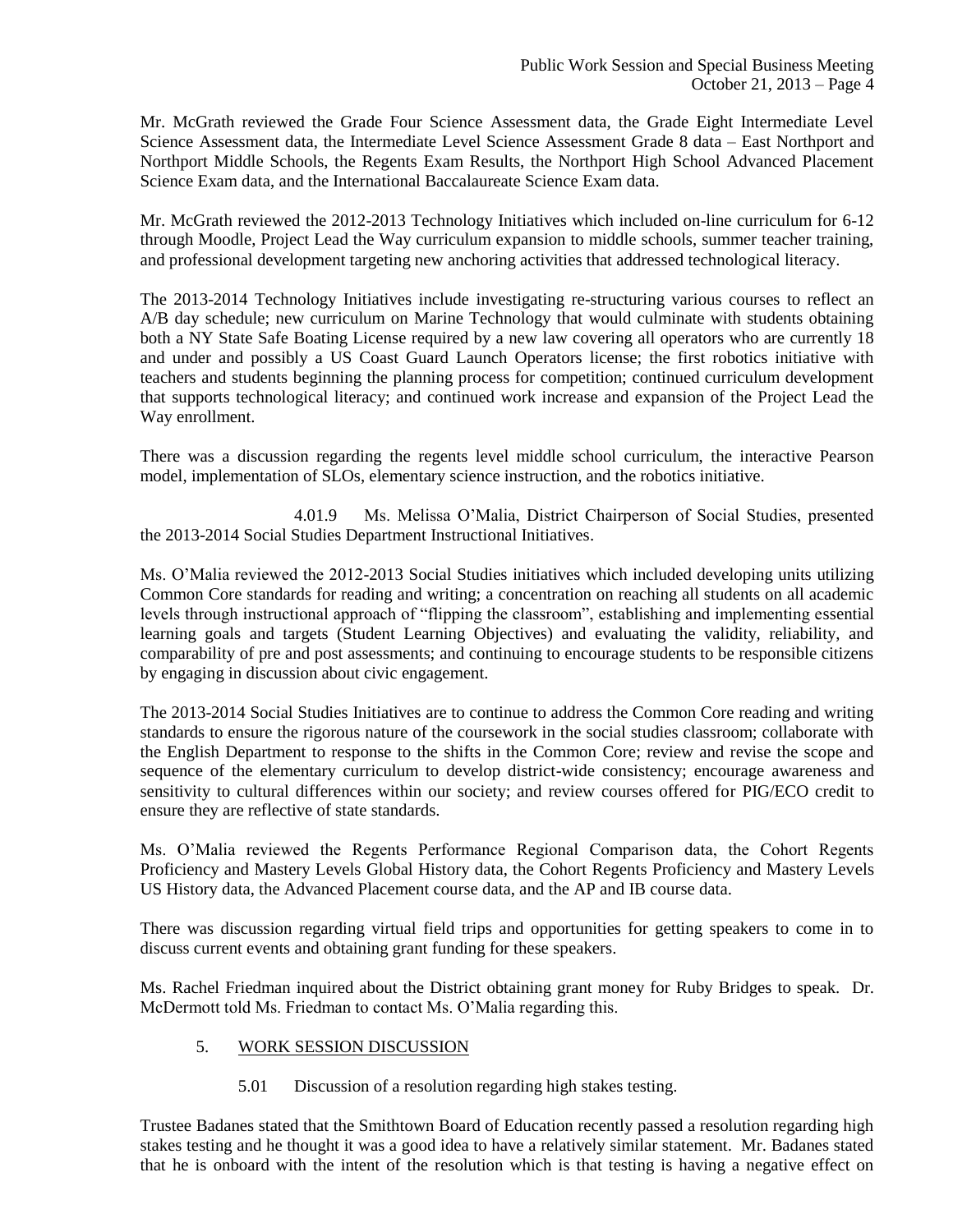Mr. McGrath reviewed the Grade Four Science Assessment data, the Grade Eight Intermediate Level Science Assessment data, the Intermediate Level Science Assessment Grade 8 data – East Northport and Northport Middle Schools, the Regents Exam Results, the Northport High School Advanced Placement Science Exam data, and the International Baccalaureate Science Exam data.

Mr. McGrath reviewed the 2012-2013 Technology Initiatives which included on-line curriculum for 6-12 through Moodle, Project Lead the Way curriculum expansion to middle schools, summer teacher training, and professional development targeting new anchoring activities that addressed technological literacy.

The 2013-2014 Technology Initiatives include investigating re-structuring various courses to reflect an A/B day schedule; new curriculum on Marine Technology that would culminate with students obtaining both a NY State Safe Boating License required by a new law covering all operators who are currently 18 and under and possibly a US Coast Guard Launch Operators license; the first robotics initiative with teachers and students beginning the planning process for competition; continued curriculum development that supports technological literacy; and continued work increase and expansion of the Project Lead the Way enrollment.

There was a discussion regarding the regents level middle school curriculum, the interactive Pearson model, implementation of SLOs, elementary science instruction, and the robotics initiative.

4.01.9 Ms. Melissa O'Malia, District Chairperson of Social Studies, presented the 2013-2014 Social Studies Department Instructional Initiatives.

Ms. O'Malia reviewed the 2012-2013 Social Studies initiatives which included developing units utilizing Common Core standards for reading and writing; a concentration on reaching all students on all academic levels through instructional approach of "flipping the classroom", establishing and implementing essential learning goals and targets (Student Learning Objectives) and evaluating the validity, reliability, and comparability of pre and post assessments; and continuing to encourage students to be responsible citizens by engaging in discussion about civic engagement.

The 2013-2014 Social Studies Initiatives are to continue to address the Common Core reading and writing standards to ensure the rigorous nature of the coursework in the social studies classroom; collaborate with the English Department to response to the shifts in the Common Core; review and revise the scope and sequence of the elementary curriculum to develop district-wide consistency; encourage awareness and sensitivity to cultural differences within our society; and review courses offered for PIG/ECO credit to ensure they are reflective of state standards.

Ms. O'Malia reviewed the Regents Performance Regional Comparison data, the Cohort Regents Proficiency and Mastery Levels Global History data, the Cohort Regents Proficiency and Mastery Levels US History data, the Advanced Placement course data, and the AP and IB course data.

There was discussion regarding virtual field trips and opportunities for getting speakers to come in to discuss current events and obtaining grant funding for these speakers.

Ms. Rachel Friedman inquired about the District obtaining grant money for Ruby Bridges to speak. Dr. McDermott told Ms. Friedman to contact Ms. O'Malia regarding this.

5. <u>WORK SESSION DISCUSSION</u>

5.01 Discussion of a resolution regarding high stakes testing.

Trustee Badanes stated that the Smithtown Board of Education recently passed a resolution regarding high stakes testing and he thought it was a good idea to have a relatively similar statement. Mr. Badanes stated that he is onboard with the intent of the resolution which is that testing is having a negative effect on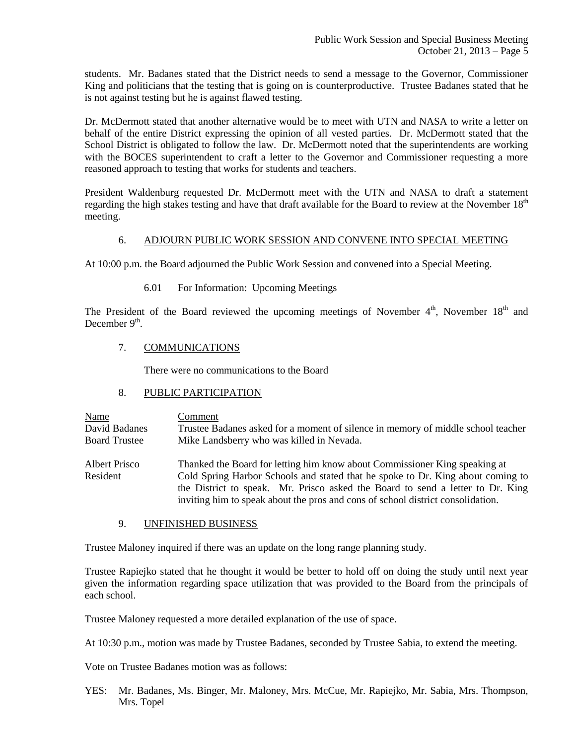students. Mr. Badanes stated that the District needs to send a message to the Governor, Commissioner King and politicians that the testing that is going on is counterproductive. Trustee Badanes stated that he is not against testing but he is against flawed testing.

Dr. McDermott stated that another alternative would be to meet with UTN and NASA to write a letter on behalf of the entire District expressing the opinion of all vested parties. Dr. McDermott stated that the School District is obligated to follow the law. Dr. McDermott noted that the superintendents are working with the BOCES superintendent to craft a letter to the Governor and Commissioner requesting a more reasoned approach to testing that works for students and teachers.

President Waldenburg requested Dr. McDermott meet with the UTN and NASA to draft a statement regarding the high stakes testing and have that draft available for the Board to review at the November 18th meeting.

6. ADJOURN PUBLIC WORK SESSION AND CONVENE INTO SPECIAL MEETING

At 10:00 p.m. the Board adjourned the Public Work Session and convened into a Special Meeting.

6.01 For Information: Upcoming Meetings

The President of the Board reviewed the upcoming meetings of November 4th, November 18th and December 9th.

7. COMMUNICATIONS

There were no communications to the Board

8. PUBLIC PARTICIPATION

| Name | Comment |
|---|---|
| David Badanes<br>Board Trustee | Trustee Badanes asked for a moment of silence in memory of middle school teacher Mike Landsberry who was killed in Nevada. |
| Albert Prisco<br>Resident | Thanked the Board for letting him know about Commissioner King speaking at Cold Spring Harbor Schools and stated that he spoke to Dr. King about coming to the District to speak. Mr. Prisco asked the Board to send a letter to Dr. King inviting him to speak about the pros and cons of school district consolidation. |

9. UNFINISHED BUSINESS

Trustee Maloney inquired if there was an update on the long range planning study.

Trustee Rapiejko stated that he thought it would be better to hold off on doing the study until next year given the information regarding space utilization that was provided to the Board from the principals of each school.

Trustee Maloney requested a more detailed explanation of the use of space.

At 10:30 p.m., motion was made by Trustee Badanes, seconded by Trustee Sabia, to extend the meeting.

Vote on Trustee Badanes motion was as follows:

YES: Mr. Badanes, Ms. Binger, Mr. Maloney, Mrs. McCue, Mr. Rapiejko, Mr. Sabia, Mrs. Thompson, Mrs. Topel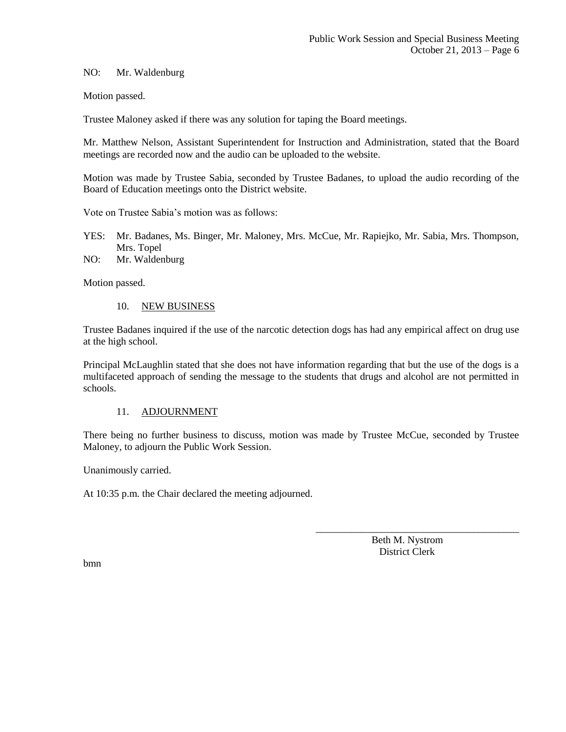NO: Mr. Waldenburg

Motion passed.

Trustee Maloney asked if there was any solution for taping the Board meetings.

Mr. Matthew Nelson, Assistant Superintendent for Instruction and Administration, stated that the Board meetings are recorded now and the audio can be uploaded to the website.

Motion was made by Trustee Sabia, seconded by Trustee Badanes, to upload the audio recording of the Board of Education meetings onto the District website.

Vote on Trustee Sabia's motion was as follows:

YES: Mr. Badanes, Ms. Binger, Mr. Maloney, Mrs. McCue, Mr. Rapiejko, Mr. Sabia, Mrs. Thompson, Mrs. Topel
NO: Mr. Waldenburg

Motion passed.

10. <u>NEW BUSINESS</u>

Trustee Badanes inquired if the use of the narcotic detection dogs has had any empirical affect on drug use at the high school.

Principal McLaughlin stated that she does not have information regarding that but the use of the dogs is a multifaceted approach of sending the message to the students that drugs and alcohol are not permitted in schools.

11. <u>ADJOURNMENT</u>

There being no further business to discuss, motion was made by Trustee McCue, seconded by Trustee Maloney, to adjourn the Public Work Session.

Unanimously carried.

At 10:35 p.m. the Chair declared the meeting adjourned.

\_\_\_\_\_\_\_\_\_\_\_\_\_\_\_\_\_\_\_\_\_\_\_\_\_\_\_\_\_\_\_\_\_\_\_\_\_\_\_\_

Beth M. Nystrom
District Clerk

bmn